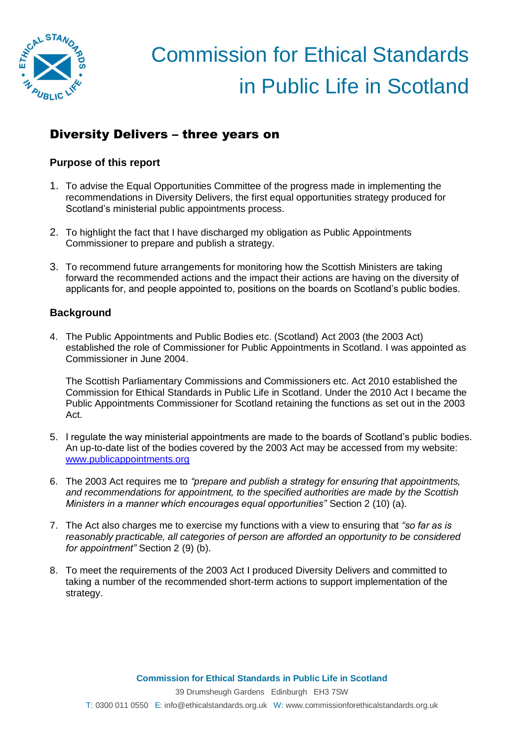# Commission for Ethical Standards in Public Life in Scotland

## Diversity Delivers – three years on

### Purpose of this report

1. To advise the Equal Opportunities Committee of the progress made in implementing the recommendations in Diversity Delivers, the first equal opportunities strategy produced for Scotland's ministerial public appointments process.

2. To highlight the fact that I have discharged my obligation as Public Appointments Commissioner to prepare and publish a strategy.

3. To recommend future arrangements for monitoring how the Scottish Ministers are taking forward the recommended actions and the impact their actions are having on the diversity of applicants for, and people appointed to, positions on the boards on Scotland's public bodies.

### Background

4. The Public Appointments and Public Bodies etc. (Scotland) Act 2003 (the 2003 Act) established the role of Commissioner for Public Appointments in Scotland. I was appointed as Commissioner in June 2004.

   The Scottish Parliamentary Commissions and Commissioners etc. Act 2010 established the Commission for Ethical Standards in Public Life in Scotland. Under the 2010 Act I became the Public Appointments Commissioner for Scotland retaining the functions as set out in the 2003 Act.

5. I regulate the way ministerial appointments are made to the boards of Scotland's public bodies. An up-to-date list of the bodies covered by the 2003 Act may be accessed from my website: [www.publicappointments.org](www.publicappointments.org)

6. The 2003 Act requires me to *"prepare and publish a strategy for ensuring that appointments, and recommendations for appointment, to the specified authorities are made by the Scottish Ministers in a manner which encourages equal opportunities"* Section 2 (10) (a).

7. The Act also charges me to exercise my functions with a view to ensuring that *"so far as is reasonably practicable, all categories of person are afforded an opportunity to be considered for appointment"* Section 2 (9) (b).

8. To meet the requirements of the 2003 Act I produced Diversity Delivers and committed to taking a number of the recommended short-term actions to support implementation of the strategy.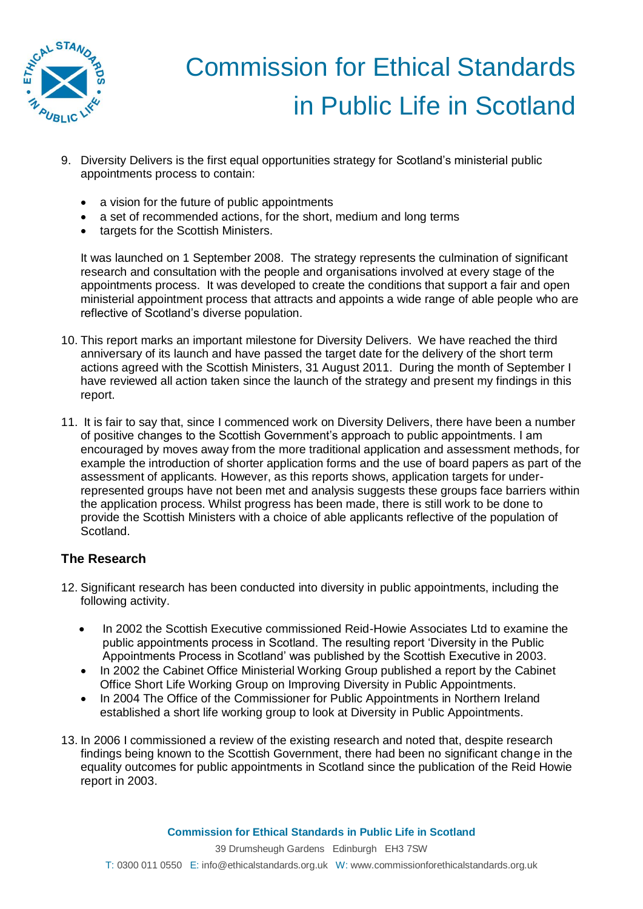9. Diversity Delivers is the first equal opportunities strategy for Scotland's ministerial public appointments process to contain:

   - a vision for the future of public appointments
   - a set of recommended actions, for the short, medium and long terms
   - targets for the Scottish Ministers.

   It was launched on 1 September 2008. The strategy represents the culmination of significant research and consultation with the people and organisations involved at every stage of the appointments process. It was developed to create the conditions that support a fair and open ministerial appointment process that attracts and appoints a wide range of able people who are reflective of Scotland's diverse population.

10. This report marks an important milestone for Diversity Delivers. We have reached the third anniversary of its launch and have passed the target date for the delivery of the short term actions agreed with the Scottish Ministers, 31 August 2011. During the month of September I have reviewed all action taken since the launch of the strategy and present my findings in this report.

11. It is fair to say that, since I commenced work on Diversity Delivers, there have been a number of positive changes to the Scottish Government's approach to public appointments. I am encouraged by moves away from the more traditional application and assessment methods, for example the introduction of shorter application forms and the use of board papers as part of the assessment of applicants. However, as this reports shows, application targets for under-represented groups have not been met and analysis suggests these groups face barriers within the application process. Whilst progress has been made, there is still work to be done to provide the Scottish Ministers with a choice of able applicants reflective of the population of Scotland.

### The Research

12. Significant research has been conducted into diversity in public appointments, including the following activity.

    - In 2002 the Scottish Executive commissioned Reid-Howie Associates Ltd to examine the public appointments process in Scotland. The resulting report 'Diversity in the Public Appointments Process in Scotland' was published by the Scottish Executive in 2003.
    - In 2002 the Cabinet Office Ministerial Working Group published a report by the Cabinet Office Short Life Working Group on Improving Diversity in Public Appointments.
    - In 2004 The Office of the Commissioner for Public Appointments in Northern Ireland established a short life working group to look at Diversity in Public Appointments.

13. In 2006 I commissioned a review of the existing research and noted that, despite research findings being known to the Scottish Government, there had been no significant change in the equality outcomes for public appointments in Scotland since the publication of the Reid Howie report in 2003.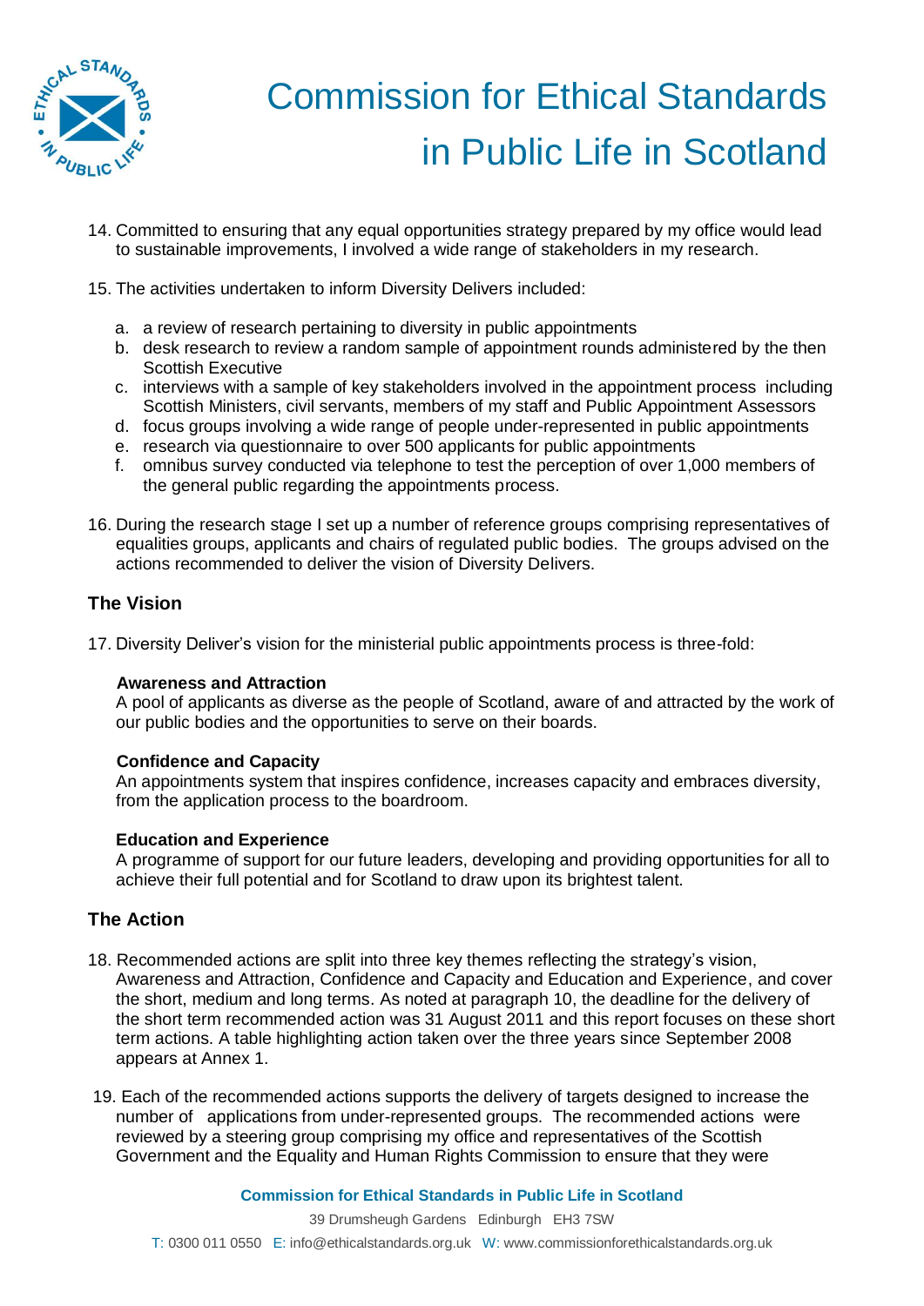14. Committed to ensuring that any equal opportunities strategy prepared by my office would lead to sustainable improvements, I involved a wide range of stakeholders in my research.

15. The activities undertaken to inform Diversity Delivers included:

    a. a review of research pertaining to diversity in public appointments
    b. desk research to review a random sample of appointment rounds administered by the then Scottish Executive
    c. interviews with a sample of key stakeholders involved in the appointment process including Scottish Ministers, civil servants, members of my staff and Public Appointment Assessors
    d. focus groups involving a wide range of people under-represented in public appointments
    e. research via questionnaire to over 500 applicants for public appointments
    f. omnibus survey conducted via telephone to test the perception of over 1,000 members of the general public regarding the appointments process.

16. During the research stage I set up a number of reference groups comprising representatives of equalities groups, applicants and chairs of regulated public bodies. The groups advised on the actions recommended to deliver the vision of Diversity Delivers.

## The Vision

17. Diversity Deliver's vision for the ministerial public appointments process is three-fold:

**Awareness and Attraction**
A pool of applicants as diverse as the people of Scotland, aware of and attracted by the work of our public bodies and the opportunities to serve on their boards.

**Confidence and Capacity**
An appointments system that inspires confidence, increases capacity and embraces diversity, from the application process to the boardroom.

**Education and Experience**
A programme of support for our future leaders, developing and providing opportunities for all to achieve their full potential and for Scotland to draw upon its brightest talent.

## The Action

18. Recommended actions are split into three key themes reflecting the strategy's vision, Awareness and Attraction, Confidence and Capacity and Education and Experience, and cover the short, medium and long terms. As noted at paragraph 10, the deadline for the delivery of the short term recommended action was 31 August 2011 and this report focuses on these short term actions. A table highlighting action taken over the three years since September 2008 appears at Annex 1.

19. Each of the recommended actions supports the delivery of targets designed to increase the number of applications from under-represented groups. The recommended actions were reviewed by a steering group comprising my office and representatives of the Scottish Government and the Equality and Human Rights Commission to ensure that they were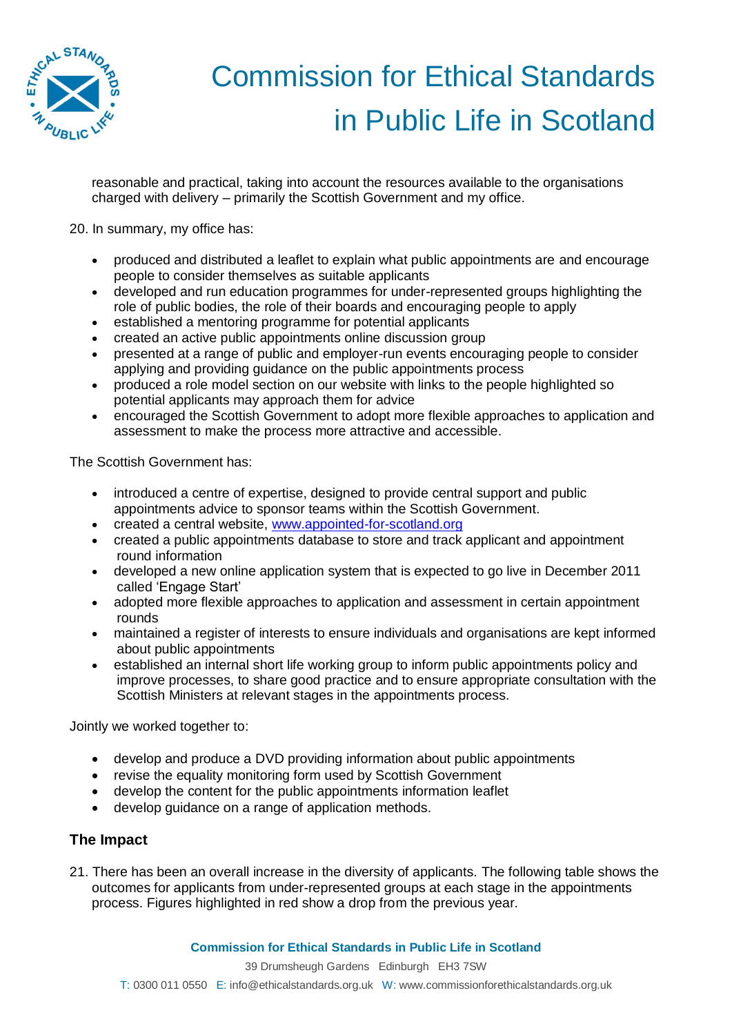reasonable and practical, taking into account the resources available to the organisations charged with delivery – primarily the Scottish Government and my office.

20. In summary, my office has:

- produced and distributed a leaflet to explain what public appointments are and encourage people to consider themselves as suitable applicants
- developed and run education programmes for under-represented groups highlighting the role of public bodies, the role of their boards and encouraging people to apply
- established a mentoring programme for potential applicants
- created an active public appointments online discussion group
- presented at a range of public and employer-run events encouraging people to consider applying and providing guidance on the public appointments process
- produced a role model section on our website with links to the people highlighted so potential applicants may approach them for advice
- encouraged the Scottish Government to adopt more flexible approaches to application and assessment to make the process more attractive and accessible.

The Scottish Government has:

- introduced a centre of expertise, designed to provide central support and public appointments advice to sponsor teams within the Scottish Government.
- created a central website, [www.appointed-for-scotland.org](www.appointed-for-scotland.org)
- created a public appointments database to store and track applicant and appointment round information
- developed a new online application system that is expected to go live in December 2011 called 'Engage Start'
- adopted more flexible approaches to application and assessment in certain appointment rounds
- maintained a register of interests to ensure individuals and organisations are kept informed about public appointments
- established an internal short life working group to inform public appointments policy and improve processes, to share good practice and to ensure appropriate consultation with the Scottish Ministers at relevant stages in the appointments process.

Jointly we worked together to:

- develop and produce a DVD providing information about public appointments
- revise the equality monitoring form used by Scottish Government
- develop the content for the public appointments information leaflet
- develop guidance on a range of application methods.

## The Impact

21. There has been an overall increase in the diversity of applicants. The following table shows the outcomes for applicants from under-represented groups at each stage in the appointments process. Figures highlighted in red show a drop from the previous year.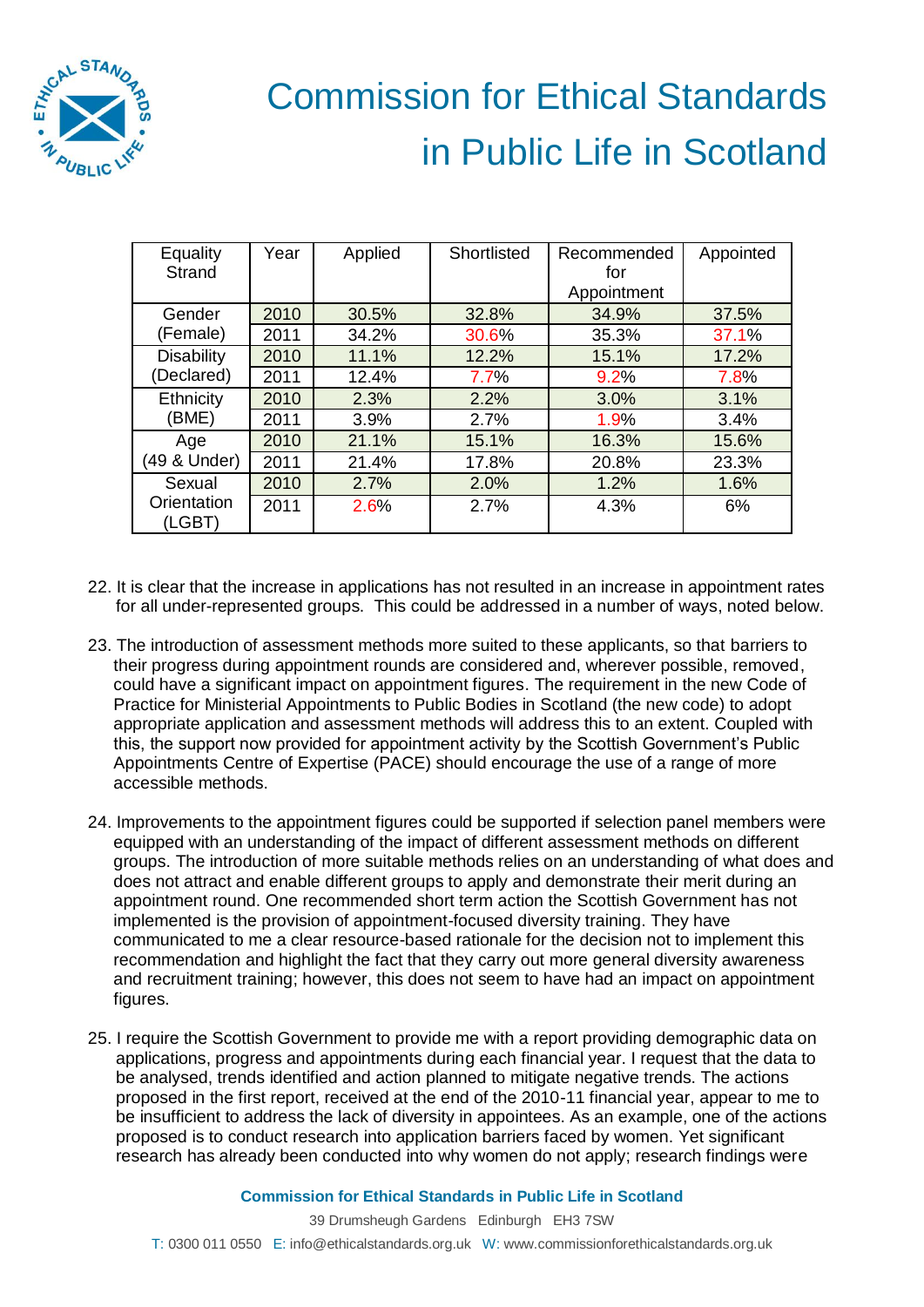| Equality Strand | Year | Applied | Shortlisted | Recommended for Appointment | Appointed |
|---|---|---|---|---|---|
| Gender (Female) | 2010 | 30.5% | 32.8% | 34.9% | 37.5% |
| | 2011 | 34.2% | 30.6% | 35.3% | 37.1% |
| Disability (Declared) | 2010 | 11.1% | 12.2% | 15.1% | 17.2% |
| | 2011 | 12.4% | 7.7% | 9.2% | 7.8% |
| Ethnicity (BME) | 2010 | 2.3% | 2.2% | 3.0% | 3.1% |
| | 2011 | 3.9% | 2.7% | 1.9% | 3.4% |
| Age (49 & Under) | 2010 | 21.1% | 15.1% | 16.3% | 15.6% |
| | 2011 | 21.4% | 17.8% | 20.8% | 23.3% |
| Sexual Orientation (LGBT) | 2010 | 2.7% | 2.0% | 1.2% | 1.6% |
| | 2011 | 2.6% | 2.7% | 4.3% | 6% |

22. It is clear that the increase in applications has not resulted in an increase in appointment rates for all under-represented groups. This could be addressed in a number of ways, noted below.

23. The introduction of assessment methods more suited to these applicants, so that barriers to their progress during appointment rounds are considered and, wherever possible, removed, could have a significant impact on appointment figures. The requirement in the new Code of Practice for Ministerial Appointments to Public Bodies in Scotland (the new code) to adopt appropriate application and assessment methods will address this to an extent. Coupled with this, the support now provided for appointment activity by the Scottish Government's Public Appointments Centre of Expertise (PACE) should encourage the use of a range of more accessible methods.

24. Improvements to the appointment figures could be supported if selection panel members were equipped with an understanding of the impact of different assessment methods on different groups. The introduction of more suitable methods relies on an understanding of what does and does not attract and enable different groups to apply and demonstrate their merit during an appointment round. One recommended short term action the Scottish Government has not implemented is the provision of appointment-focused diversity training. They have communicated to me a clear resource-based rationale for the decision not to implement this recommendation and highlight the fact that they carry out more general diversity awareness and recruitment training; however, this does not seem to have had an impact on appointment figures.

25. I require the Scottish Government to provide me with a report providing demographic data on applications, progress and appointments during each financial year. I request that the data to be analysed, trends identified and action planned to mitigate negative trends. The actions proposed in the first report, received at the end of the 2010-11 financial year, appear to me to be insufficient to address the lack of diversity in appointees. As an example, one of the actions proposed is to conduct research into application barriers faced by women. Yet significant research has already been conducted into why women do not apply; research findings were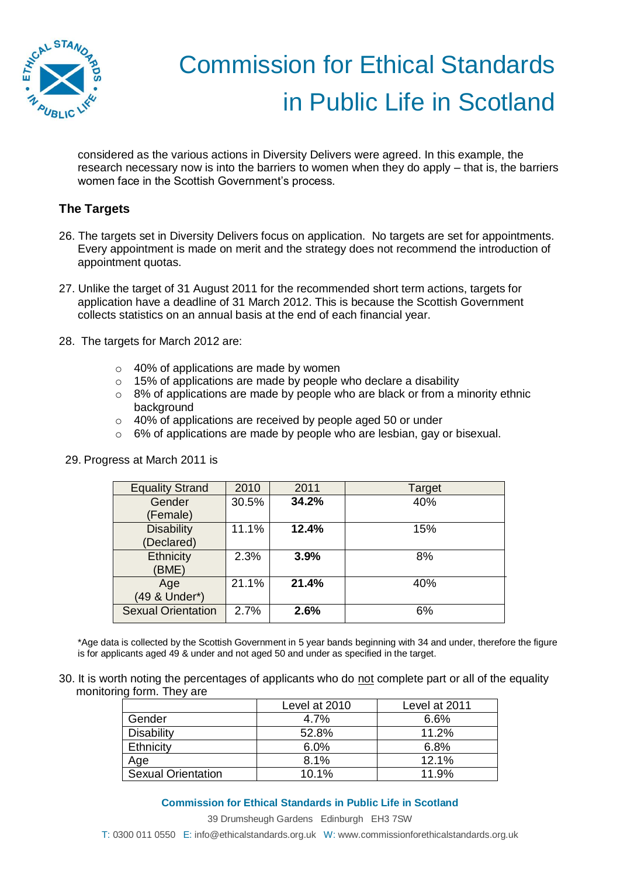considered as the various actions in Diversity Delivers were agreed. In this example, the research necessary now is into the barriers to women when they do apply – that is, the barriers women face in the Scottish Government's process.

## The Targets

26. The targets set in Diversity Delivers focus on application. No targets are set for appointments. Every appointment is made on merit and the strategy does not recommend the introduction of appointment quotas.

27. Unlike the target of 31 August 2011 for the recommended short term actions, targets for application have a deadline of 31 March 2012. This is because the Scottish Government collects statistics on an annual basis at the end of each financial year.

28. The targets for March 2012 are:

    - 40% of applications are made by women
    - 15% of applications are made by people who declare a disability
    - 8% of applications are made by people who are black or from a minority ethnic background
    - 40% of applications are received by people aged 50 or under
    - 6% of applications are made by people who are lesbian, gay or bisexual.

29. Progress at March 2011 is

| Equality Strand | 2010 | 2011 | Target |
|---|---|---|---|
| Gender (Female) | 30.5% | **34.2%** | 40% |
| Disability (Declared) | 11.1% | **12.4%** | 15% |
| Ethnicity (BME) | 2.3% | **3.9%** | 8% |
| Age (49 & Under*) | 21.1% | **21.4%** | 40% |
| Sexual Orientation | 2.7% | **2.6%** | 6% |

*Age data is collected by the Scottish Government in 5 year bands beginning with 34 and under, therefore the figure is for applicants aged 49 & under and not aged 50 and under as specified in the target.

30. It is worth noting the percentages of applicants who do not complete part or all of the equality monitoring form. They are

| | Level at 2010 | Level at 2011 |
|---|---|---|
| Gender | 4.7% | 6.6% |
| Disability | 52.8% | 11.2% |
| Ethnicity | 6.0% | 6.8% |
| Age | 8.1% | 12.1% |
| Sexual Orientation | 10.1% | 11.9% |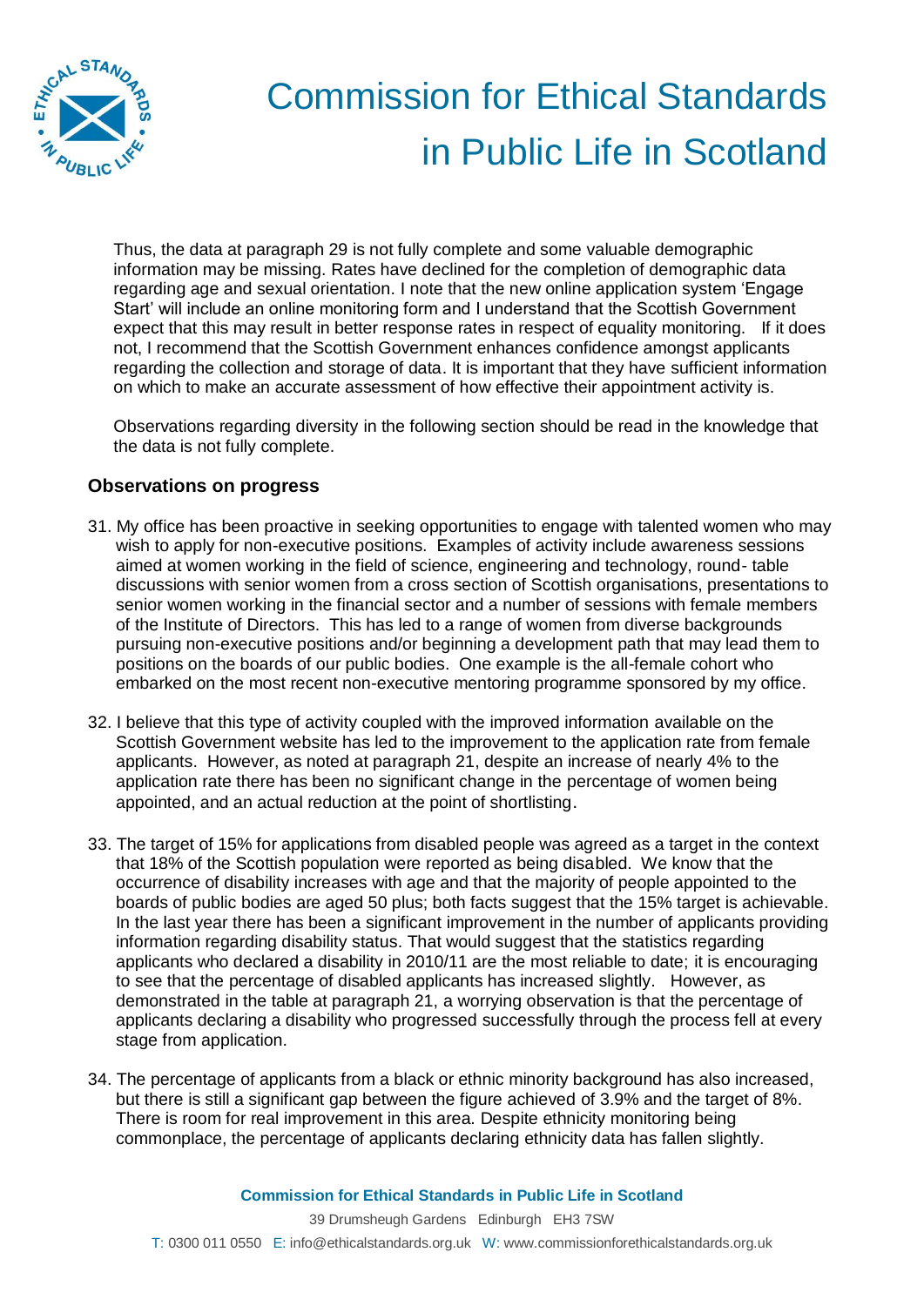Thus, the data at paragraph 29 is not fully complete and some valuable demographic information may be missing. Rates have declined for the completion of demographic data regarding age and sexual orientation. I note that the new online application system 'Engage Start' will include an online monitoring form and I understand that the Scottish Government expect that this may result in better response rates in respect of equality monitoring. If it does not, I recommend that the Scottish Government enhances confidence amongst applicants regarding the collection and storage of data. It is important that they have sufficient information on which to make an accurate assessment of how effective their appointment activity is.

Observations regarding diversity in the following section should be read in the knowledge that the data is not fully complete.

### Observations on progress

31. My office has been proactive in seeking opportunities to engage with talented women who may wish to apply for non-executive positions. Examples of activity include awareness sessions aimed at women working in the field of science, engineering and technology, round- table discussions with senior women from a cross section of Scottish organisations, presentations to senior women working in the financial sector and a number of sessions with female members of the Institute of Directors. This has led to a range of women from diverse backgrounds pursuing non-executive positions and/or beginning a development path that may lead them to positions on the boards of our public bodies. One example is the all-female cohort who embarked on the most recent non-executive mentoring programme sponsored by my office.

32. I believe that this type of activity coupled with the improved information available on the Scottish Government website has led to the improvement to the application rate from female applicants. However, as noted at paragraph 21, despite an increase of nearly 4% to the application rate there has been no significant change in the percentage of women being appointed, and an actual reduction at the point of shortlisting.

33. The target of 15% for applications from disabled people was agreed as a target in the context that 18% of the Scottish population were reported as being disabled. We know that the occurrence of disability increases with age and that the majority of people appointed to the boards of public bodies are aged 50 plus; both facts suggest that the 15% target is achievable. In the last year there has been a significant improvement in the number of applicants providing information regarding disability status. That would suggest that the statistics regarding applicants who declared a disability in 2010/11 are the most reliable to date; it is encouraging to see that the percentage of disabled applicants has increased slightly. However, as demonstrated in the table at paragraph 21, a worrying observation is that the percentage of applicants declaring a disability who progressed successfully through the process fell at every stage from application.

34. The percentage of applicants from a black or ethnic minority background has also increased, but there is still a significant gap between the figure achieved of 3.9% and the target of 8%. There is room for real improvement in this area. Despite ethnicity monitoring being commonplace, the percentage of applicants declaring ethnicity data has fallen slightly.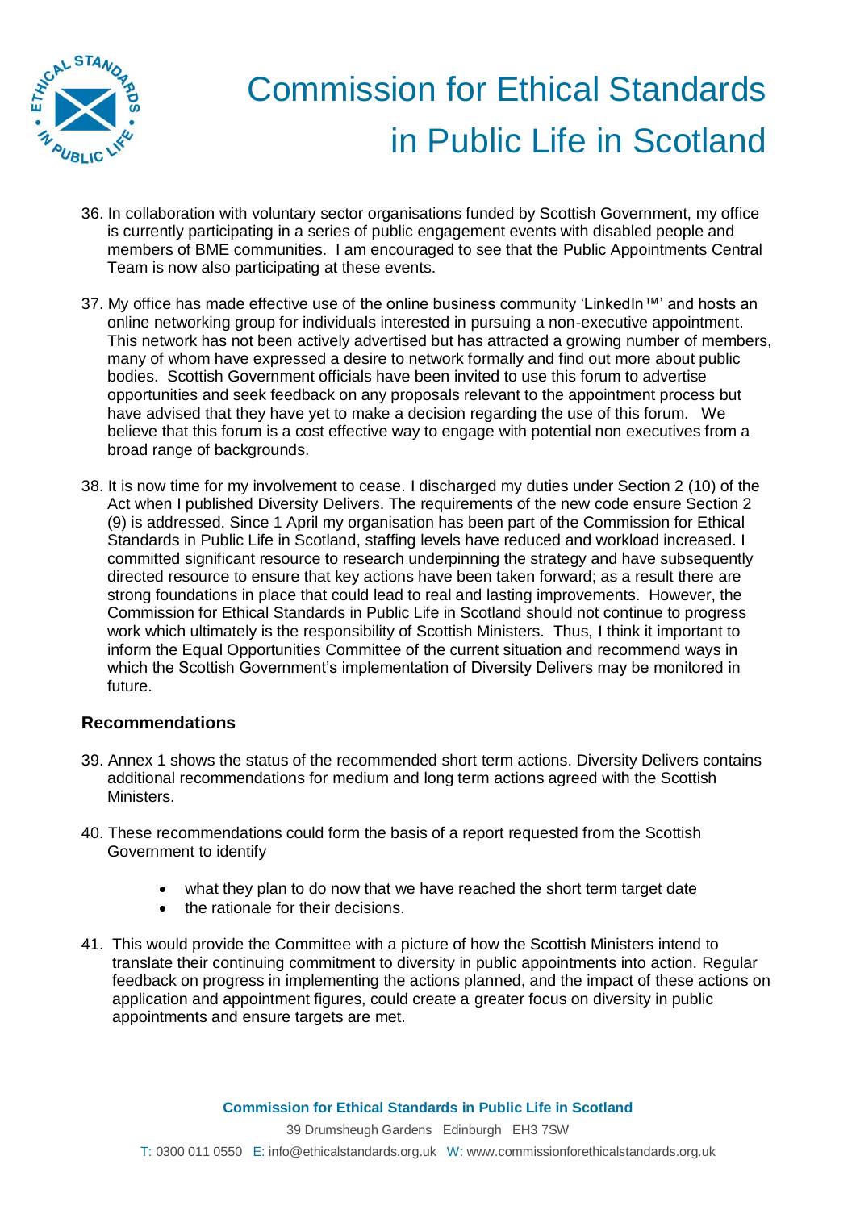36. In collaboration with voluntary sector organisations funded by Scottish Government, my office is currently participating in a series of public engagement events with disabled people and members of BME communities. I am encouraged to see that the Public Appointments Central Team is now also participating at these events.

37. My office has made effective use of the online business community 'LinkedIn™' and hosts an online networking group for individuals interested in pursuing a non-executive appointment. This network has not been actively advertised but has attracted a growing number of members, many of whom have expressed a desire to network formally and find out more about public bodies. Scottish Government officials have been invited to use this forum to advertise opportunities and seek feedback on any proposals relevant to the appointment process but have advised that they have yet to make a decision regarding the use of this forum. We believe that this forum is a cost effective way to engage with potential non executives from a broad range of backgrounds.

38. It is now time for my involvement to cease. I discharged my duties under Section 2 (10) of the Act when I published Diversity Delivers. The requirements of the new code ensure Section 2 (9) is addressed. Since 1 April my organisation has been part of the Commission for Ethical Standards in Public Life in Scotland, staffing levels have reduced and workload increased. I committed significant resource to research underpinning the strategy and have subsequently directed resource to ensure that key actions have been taken forward; as a result there are strong foundations in place that could lead to real and lasting improvements. However, the Commission for Ethical Standards in Public Life in Scotland should not continue to progress work which ultimately is the responsibility of Scottish Ministers. Thus, I think it important to inform the Equal Opportunities Committee of the current situation and recommend ways in which the Scottish Government's implementation of Diversity Delivers may be monitored in future.

## Recommendations

39. Annex 1 shows the status of the recommended short term actions. Diversity Delivers contains additional recommendations for medium and long term actions agreed with the Scottish Ministers.

40. These recommendations could form the basis of a report requested from the Scottish Government to identify

    - what they plan to do now that we have reached the short term target date
    - the rationale for their decisions.

41. This would provide the Committee with a picture of how the Scottish Ministers intend to translate their continuing commitment to diversity in public appointments into action. Regular feedback on progress in implementing the actions planned, and the impact of these actions on application and appointment figures, could create a greater focus on diversity in public appointments and ensure targets are met.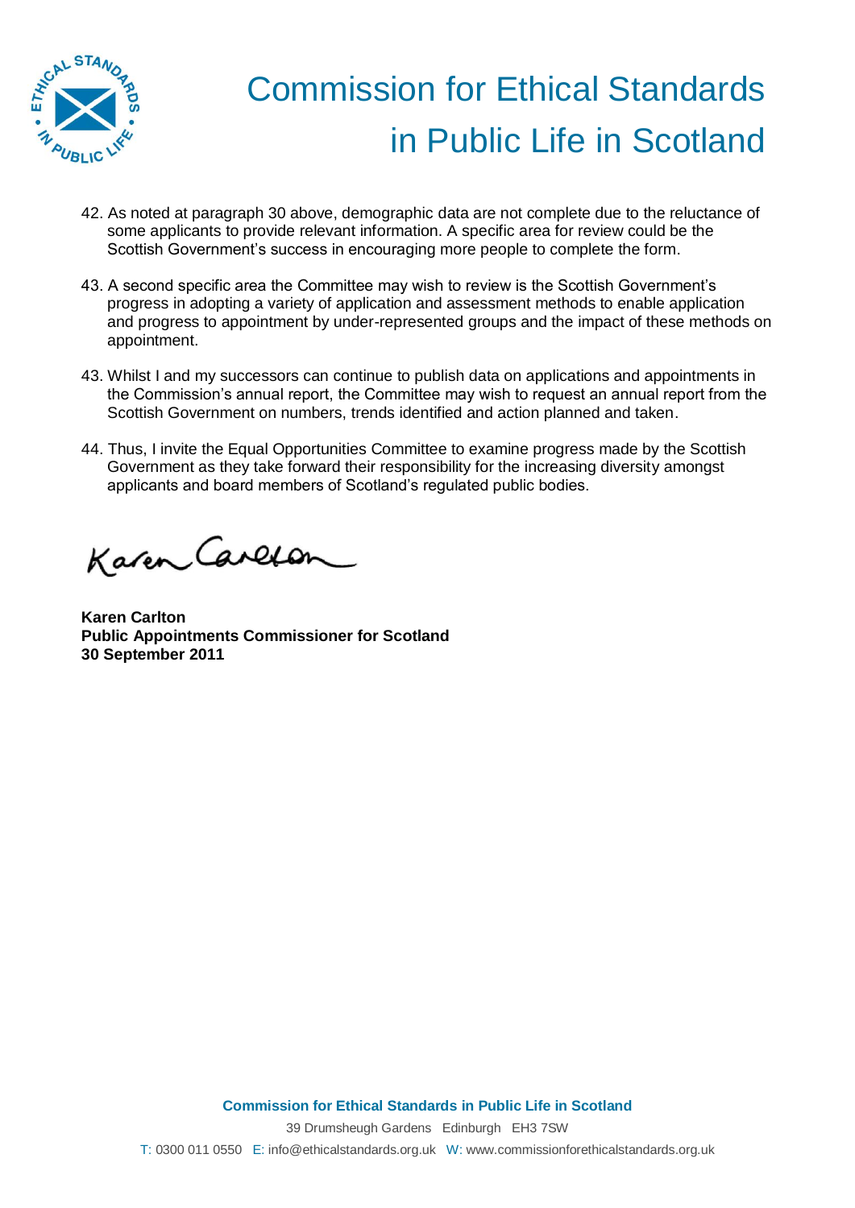42. As noted at paragraph 30 above, demographic data are not complete due to the reluctance of some applicants to provide relevant information. A specific area for review could be the Scottish Government's success in encouraging more people to complete the form.

43. A second specific area the Committee may wish to review is the Scottish Government's progress in adopting a variety of application and assessment methods to enable application and progress to appointment by under-represented groups and the impact of these methods on appointment.

43. Whilst I and my successors can continue to publish data on applications and appointments in the Commission's annual report, the Committee may wish to request an annual report from the Scottish Government on numbers, trends identified and action planned and taken.

44. Thus, I invite the Equal Opportunities Committee to examine progress made by the Scottish Government as they take forward their responsibility for the increasing diversity amongst applicants and board members of Scotland's regulated public bodies.

Karen Carlton

**Karen Carlton**
**Public Appointments Commissioner for Scotland**
**30 September 2011**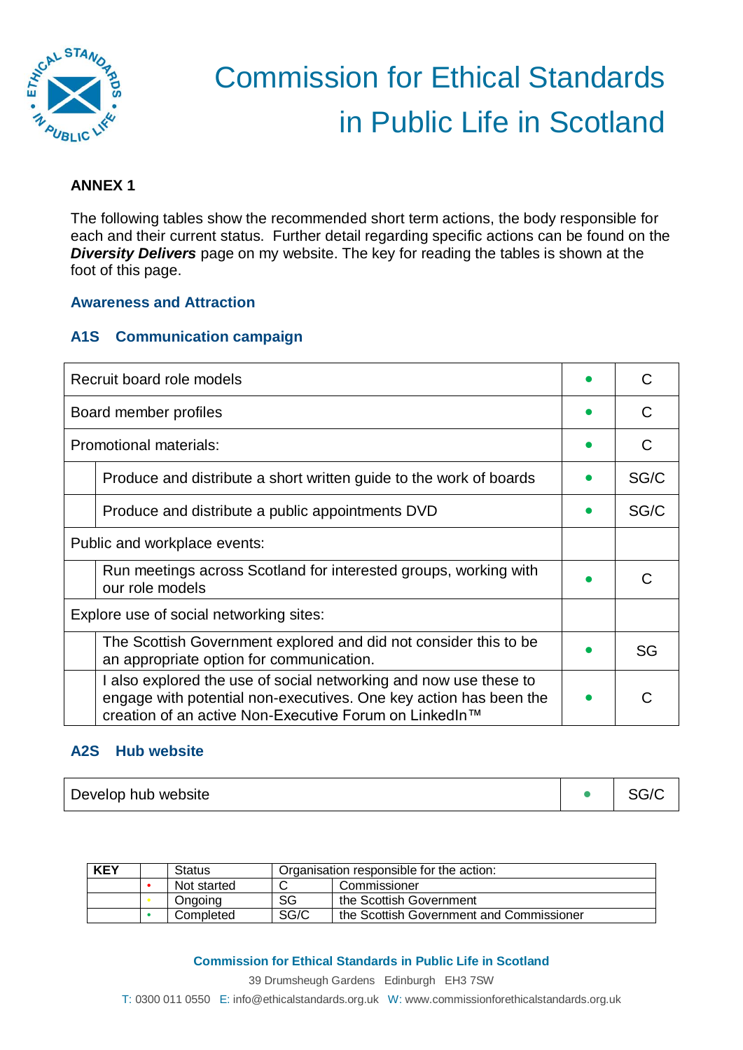# Commission for Ethical Standards in Public Life in Scotland

**ANNEX 1**

The following tables show the recommended short term actions, the body responsible for each and their current status. Further detail regarding specific actions can be found on the ***Diversity Delivers*** page on my website. The key for reading the tables is shown at the foot of this page.

### Awareness and Attraction

#### A1S Communication campaign

| | Action | Status | Responsible |
|---|---|---|---|
| Recruit board role models | | • | C |
| Board member profiles | | • | C |
| Promotional materials: | | • | C |
| | Produce and distribute a short written guide to the work of boards | • | SG/C |
| | Produce and distribute a public appointments DVD | • | SG/C |
| Public and workplace events: | | | |
| | Run meetings across Scotland for interested groups, working with our role models | • | C |
| Explore use of social networking sites: | | | |
| | The Scottish Government explored and did not consider this to be an appropriate option for communication. | • | SG |
| | I also explored the use of social networking and now use these to engage with potential non-executives. One key action has been the creation of an active Non-Executive Forum on LinkedIn™ | • | C |

#### A2S Hub website

| Action | Status | Responsible |
|---|---|---|
| Develop hub website | • | SG/C |

| KEY | | Status | Organisation responsible for the action: | |
|---|---|---|---|---|
| | • (red) | Not started | C | Commissioner |
| | • (yellow) | Ongoing | SG | the Scottish Government |
| | • (green) | Completed | SG/C | the Scottish Government and Commissioner |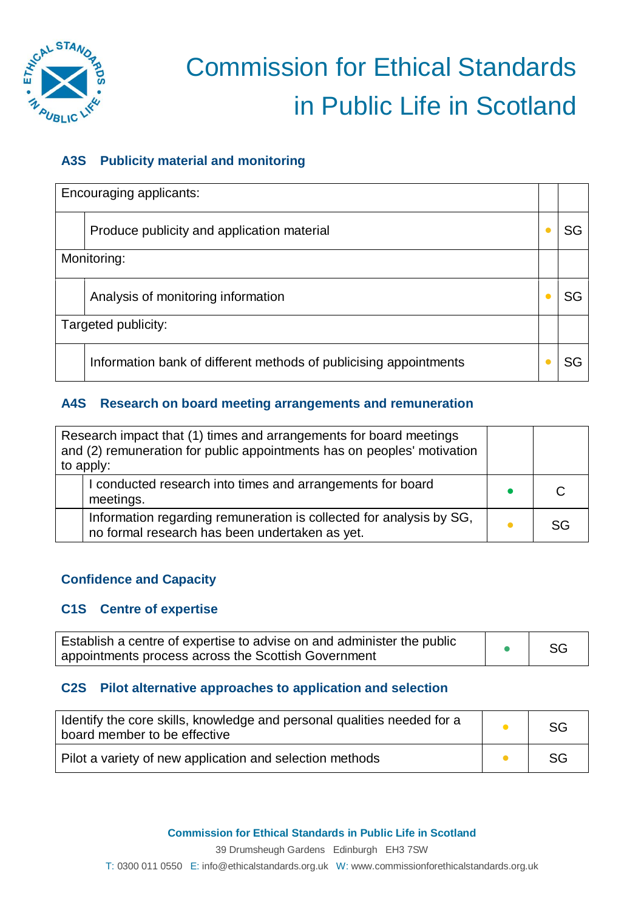### A3S Publicity material and monitoring

| Encouraging applicants: | | | |
|---|---|---|---|
| | Produce publicity and application material | • | SG |
| Monitoring: | | | |
| | Analysis of monitoring information | • | SG |
| Targeted publicity: | | | |
| | Information bank of different methods of publicising appointments | • | SG |

### A4S Research on board meeting arrangements and remuneration

| Research impact that (1) times and arrangements for board meetings and (2) remuneration for public appointments has on peoples' motivation to apply: | | | |
|---|---|---|---|
| | I conducted research into times and arrangements for board meetings. | • | C |
| | Information regarding remuneration is collected for analysis by SG, no formal research has been undertaken as yet. | • | SG |

## Confidence and Capacity

### C1S Centre of expertise

| Establish a centre of expertise to advise on and administer the public appointments process across the Scottish Government | • | SG |
|---|---|---|

### C2S Pilot alternative approaches to application and selection

| Identify the core skills, knowledge and personal qualities needed for a board member to be effective | • | SG |
|---|---|---|
| Pilot a variety of new application and selection methods | • | SG |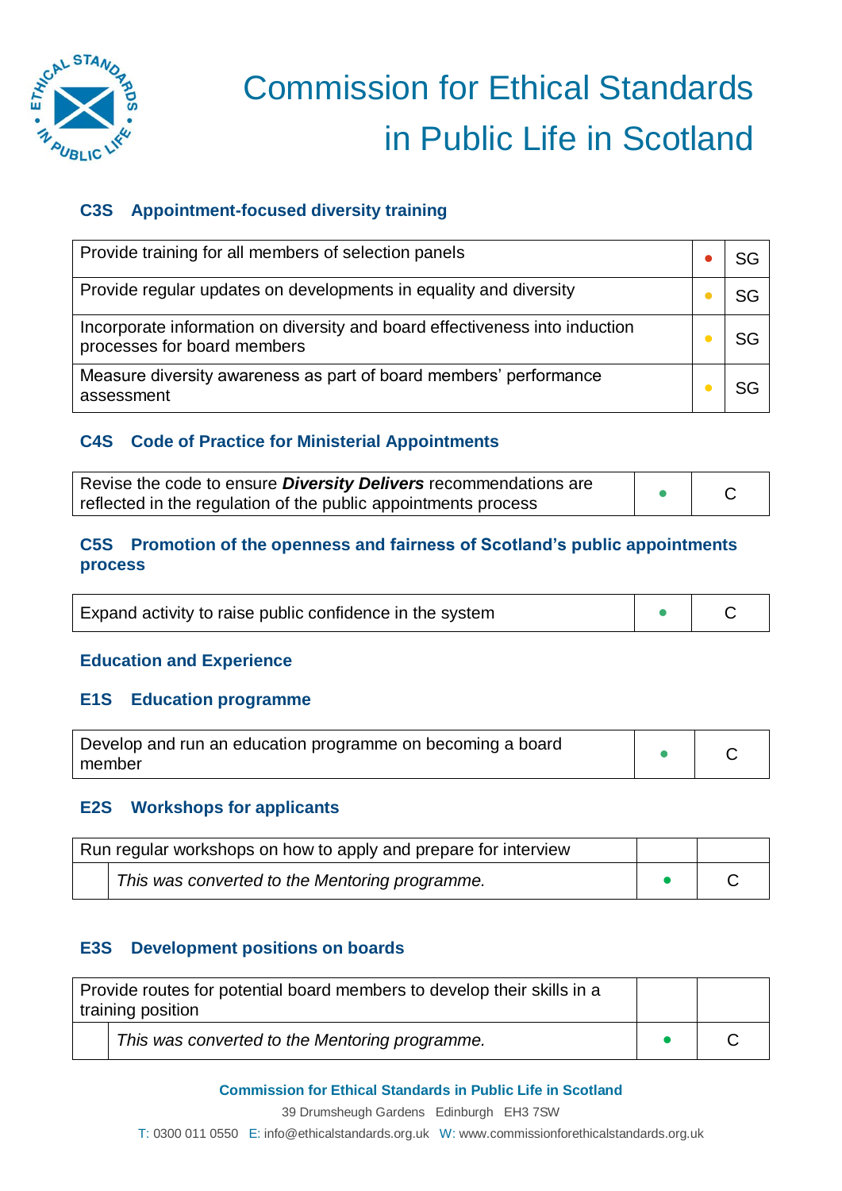### C3S Appointment-focused diversity training

| | | |
|---|---|---|
| Provide training for all members of selection panels | ● | SG |
| Provide regular updates on developments in equality and diversity | ● | SG |
| Incorporate information on diversity and board effectiveness into induction processes for board members | ● | SG |
| Measure diversity awareness as part of board members' performance assessment | ● | SG |

### C4S Code of Practice for Ministerial Appointments

| | | |
|---|---|---|
| Revise the code to ensure ***Diversity Delivers*** recommendations are reflected in the regulation of the public appointments process | ● | C |

### C5S Promotion of the openness and fairness of Scotland's public appointments process

| | | |
|---|---|---|
| Expand activity to raise public confidence in the system | ● | C |

## Education and Experience

### E1S Education programme

| | | |
|---|---|---|
| Develop and run an education programme on becoming a board member | ● | C |

### E2S Workshops for applicants

| | | | |
|---|---|---|---|
| Run regular workshops on how to apply and prepare for interview | | | |
| | *This was converted to the Mentoring programme.* | ● | C |

### E3S Development positions on boards

| | | | |
|---|---|---|---|
| Provide routes for potential board members to develop their skills in a training position | | | |
| | *This was converted to the Mentoring programme.* | ● | C |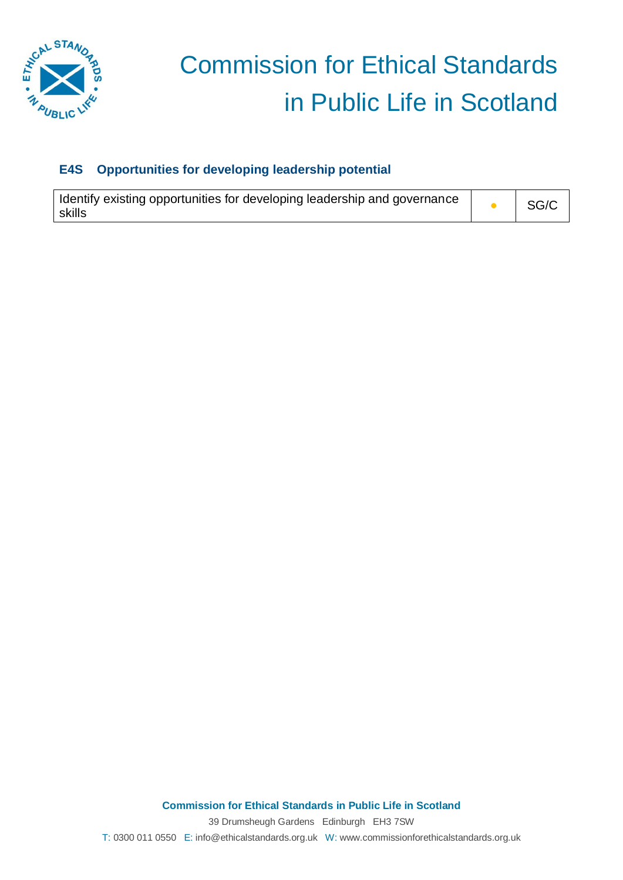# Commission for Ethical Standards in Public Life in Scotland

### E4S Opportunities for developing leadership potential

| | | |
|---|---|---|
| Identify existing opportunities for developing leadership and governance skills | ● | SG/C |

**Commission for Ethical Standards in Public Life in Scotland**

39 Drumsheugh Gardens Edinburgh EH3 7SW

T: 0300 011 0550 E: info@ethicalstandards.org.uk W: www.commissionforethicalstandards.org.uk